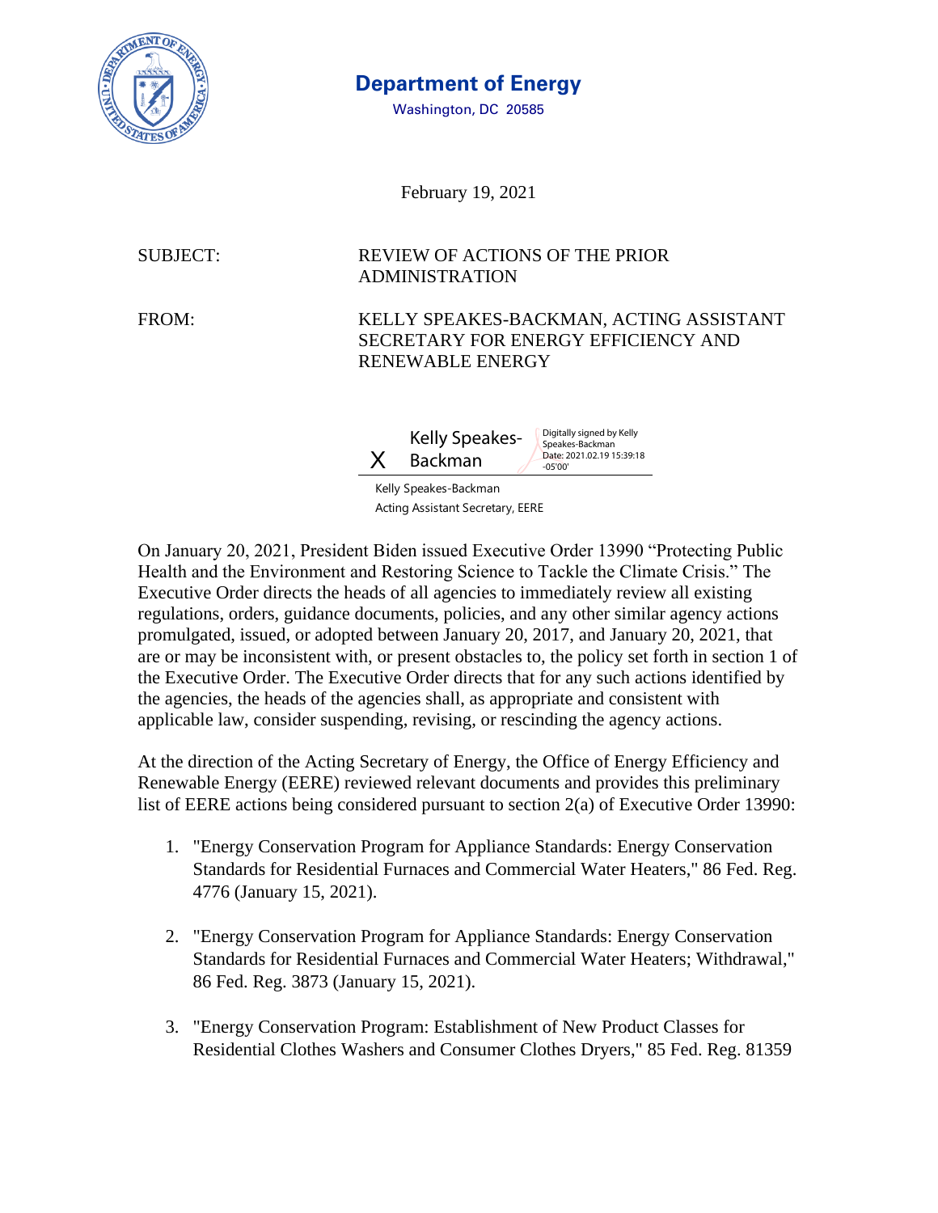**Department of Energy**
Washington, DC 20585

February 19, 2021

SUBJECT: REVIEW OF ACTIONS OF THE PRIOR ADMINISTRATION

FROM: KELLY SPEAKES-BACKMAN, ACTING ASSISTANT SECRETARY FOR ENERGY EFFICIENCY AND RENEWABLE ENERGY

X Kelly Speakes-Backman
Digitally signed by Kelly Speakes-Backman
Date: 2021.02.19 15:39:18 -05'00'

Kelly Speakes-Backman
Acting Assistant Secretary, EERE

On January 20, 2021, President Biden issued Executive Order 13990 "Protecting Public Health and the Environment and Restoring Science to Tackle the Climate Crisis." The Executive Order directs the heads of all agencies to immediately review all existing regulations, orders, guidance documents, policies, and any other similar agency actions promulgated, issued, or adopted between January 20, 2017, and January 20, 2021, that are or may be inconsistent with, or present obstacles to, the policy set forth in section 1 of the Executive Order. The Executive Order directs that for any such actions identified by the agencies, the heads of the agencies shall, as appropriate and consistent with applicable law, consider suspending, revising, or rescinding the agency actions.

At the direction of the Acting Secretary of Energy, the Office of Energy Efficiency and Renewable Energy (EERE) reviewed relevant documents and provides this preliminary list of EERE actions being considered pursuant to section 2(a) of Executive Order 13990:

1. "Energy Conservation Program for Appliance Standards: Energy Conservation Standards for Residential Furnaces and Commercial Water Heaters," 86 Fed. Reg. 4776 (January 15, 2021).

2. "Energy Conservation Program for Appliance Standards: Energy Conservation Standards for Residential Furnaces and Commercial Water Heaters; Withdrawal," 86 Fed. Reg. 3873 (January 15, 2021).

3. "Energy Conservation Program: Establishment of New Product Classes for Residential Clothes Washers and Consumer Clothes Dryers," 85 Fed. Reg. 81359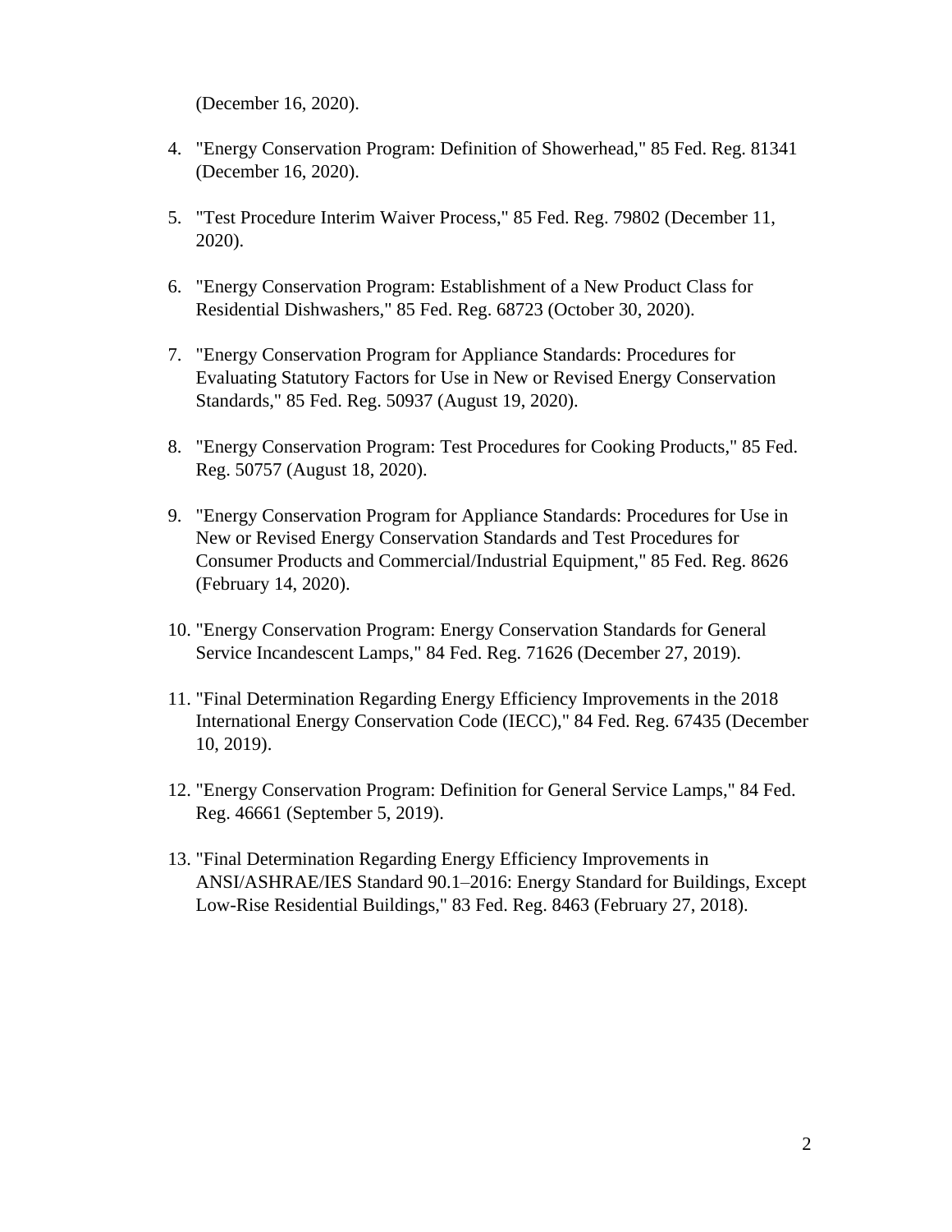(December 16, 2020).

4. "Energy Conservation Program: Definition of Showerhead," 85 Fed. Reg. 81341 (December 16, 2020).

5. "Test Procedure Interim Waiver Process," 85 Fed. Reg. 79802 (December 11, 2020).

6. "Energy Conservation Program: Establishment of a New Product Class for Residential Dishwashers," 85 Fed. Reg. 68723 (October 30, 2020).

7. "Energy Conservation Program for Appliance Standards: Procedures for Evaluating Statutory Factors for Use in New or Revised Energy Conservation Standards," 85 Fed. Reg. 50937 (August 19, 2020).

8. "Energy Conservation Program: Test Procedures for Cooking Products," 85 Fed. Reg. 50757 (August 18, 2020).

9. "Energy Conservation Program for Appliance Standards: Procedures for Use in New or Revised Energy Conservation Standards and Test Procedures for Consumer Products and Commercial/Industrial Equipment," 85 Fed. Reg. 8626 (February 14, 2020).

10. "Energy Conservation Program: Energy Conservation Standards for General Service Incandescent Lamps," 84 Fed. Reg. 71626 (December 27, 2019).

11. "Final Determination Regarding Energy Efficiency Improvements in the 2018 International Energy Conservation Code (IECC)," 84 Fed. Reg. 67435 (December 10, 2019).

12. "Energy Conservation Program: Definition for General Service Lamps," 84 Fed. Reg. 46661 (September 5, 2019).

13. "Final Determination Regarding Energy Efficiency Improvements in ANSI/ASHRAE/IES Standard 90.1–2016: Energy Standard for Buildings, Except Low-Rise Residential Buildings," 83 Fed. Reg. 8463 (February 27, 2018).